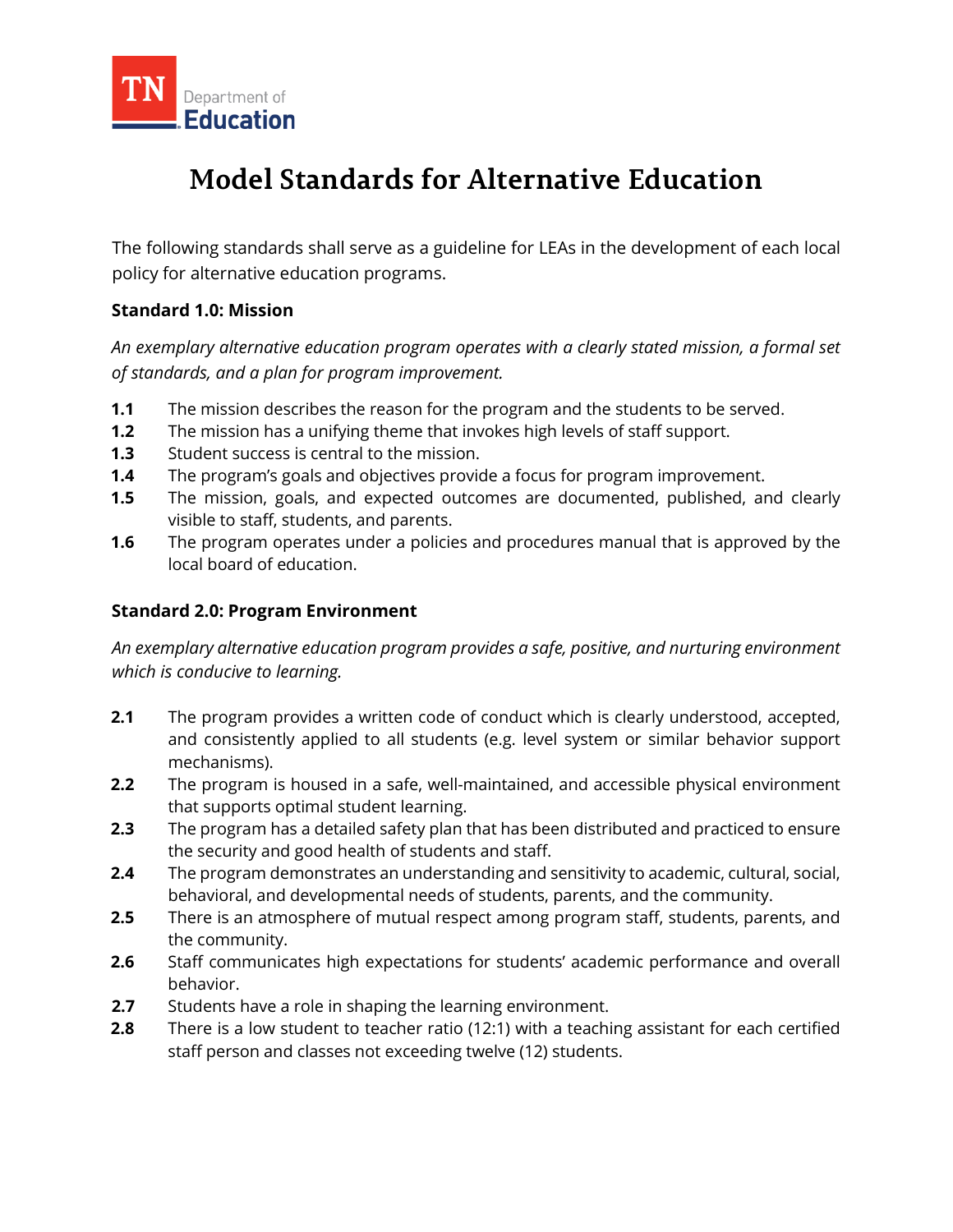TN Department of Education

# Model Standards for Alternative Education

The following standards shall serve as a guideline for LEAs in the development of each local policy for alternative education programs.

**Standard 1.0: Mission**

*An exemplary alternative education program operates with a clearly stated mission, a formal set of standards, and a plan for program improvement.*

**1.1** The mission describes the reason for the program and the students to be served.

**1.2** The mission has a unifying theme that invokes high levels of staff support.

**1.3** Student success is central to the mission.

**1.4** The program's goals and objectives provide a focus for program improvement.

**1.5** The mission, goals, and expected outcomes are documented, published, and clearly visible to staff, students, and parents.

**1.6** The program operates under a policies and procedures manual that is approved by the local board of education.

**Standard 2.0: Program Environment**

*An exemplary alternative education program provides a safe, positive, and nurturing environment which is conducive to learning.*

**2.1** The program provides a written code of conduct which is clearly understood, accepted, and consistently applied to all students (e.g. level system or similar behavior support mechanisms).

**2.2** The program is housed in a safe, well-maintained, and accessible physical environment that supports optimal student learning.

**2.3** The program has a detailed safety plan that has been distributed and practiced to ensure the security and good health of students and staff.

**2.4** The program demonstrates an understanding and sensitivity to academic, cultural, social, behavioral, and developmental needs of students, parents, and the community.

**2.5** There is an atmosphere of mutual respect among program staff, students, parents, and the community.

**2.6** Staff communicates high expectations for students' academic performance and overall behavior.

**2.7** Students have a role in shaping the learning environment.

**2.8** There is a low student to teacher ratio (12:1) with a teaching assistant for each certified staff person and classes not exceeding twelve (12) students.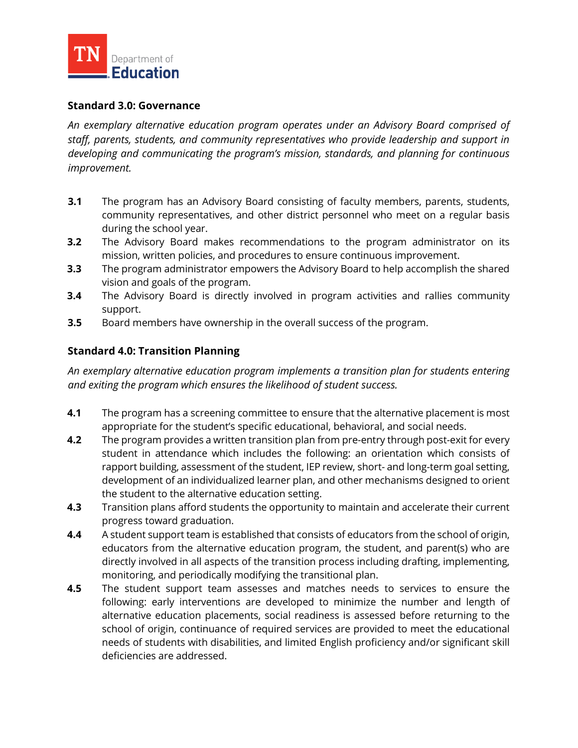### Standard 3.0: Governance

*An exemplary alternative education program operates under an Advisory Board comprised of staff, parents, students, and community representatives who provide leadership and support in developing and communicating the program's mission, standards, and planning for continuous improvement.*

- **3.1** The program has an Advisory Board consisting of faculty members, parents, students, community representatives, and other district personnel who meet on a regular basis during the school year.
- **3.2** The Advisory Board makes recommendations to the program administrator on its mission, written policies, and procedures to ensure continuous improvement.
- **3.3** The program administrator empowers the Advisory Board to help accomplish the shared vision and goals of the program.
- **3.4** The Advisory Board is directly involved in program activities and rallies community support.
- **3.5** Board members have ownership in the overall success of the program.

### Standard 4.0: Transition Planning

*An exemplary alternative education program implements a transition plan for students entering and exiting the program which ensures the likelihood of student success.*

- **4.1** The program has a screening committee to ensure that the alternative placement is most appropriate for the student's specific educational, behavioral, and social needs.
- **4.2** The program provides a written transition plan from pre-entry through post-exit for every student in attendance which includes the following: an orientation which consists of rapport building, assessment of the student, IEP review, short- and long-term goal setting, development of an individualized learner plan, and other mechanisms designed to orient the student to the alternative education setting.
- **4.3** Transition plans afford students the opportunity to maintain and accelerate their current progress toward graduation.
- **4.4** A student support team is established that consists of educators from the school of origin, educators from the alternative education program, the student, and parent(s) who are directly involved in all aspects of the transition process including drafting, implementing, monitoring, and periodically modifying the transitional plan.
- **4.5** The student support team assesses and matches needs to services to ensure the following: early interventions are developed to minimize the number and length of alternative education placements, social readiness is assessed before returning to the school of origin, continuance of required services are provided to meet the educational needs of students with disabilities, and limited English proficiency and/or significant skill deficiencies are addressed.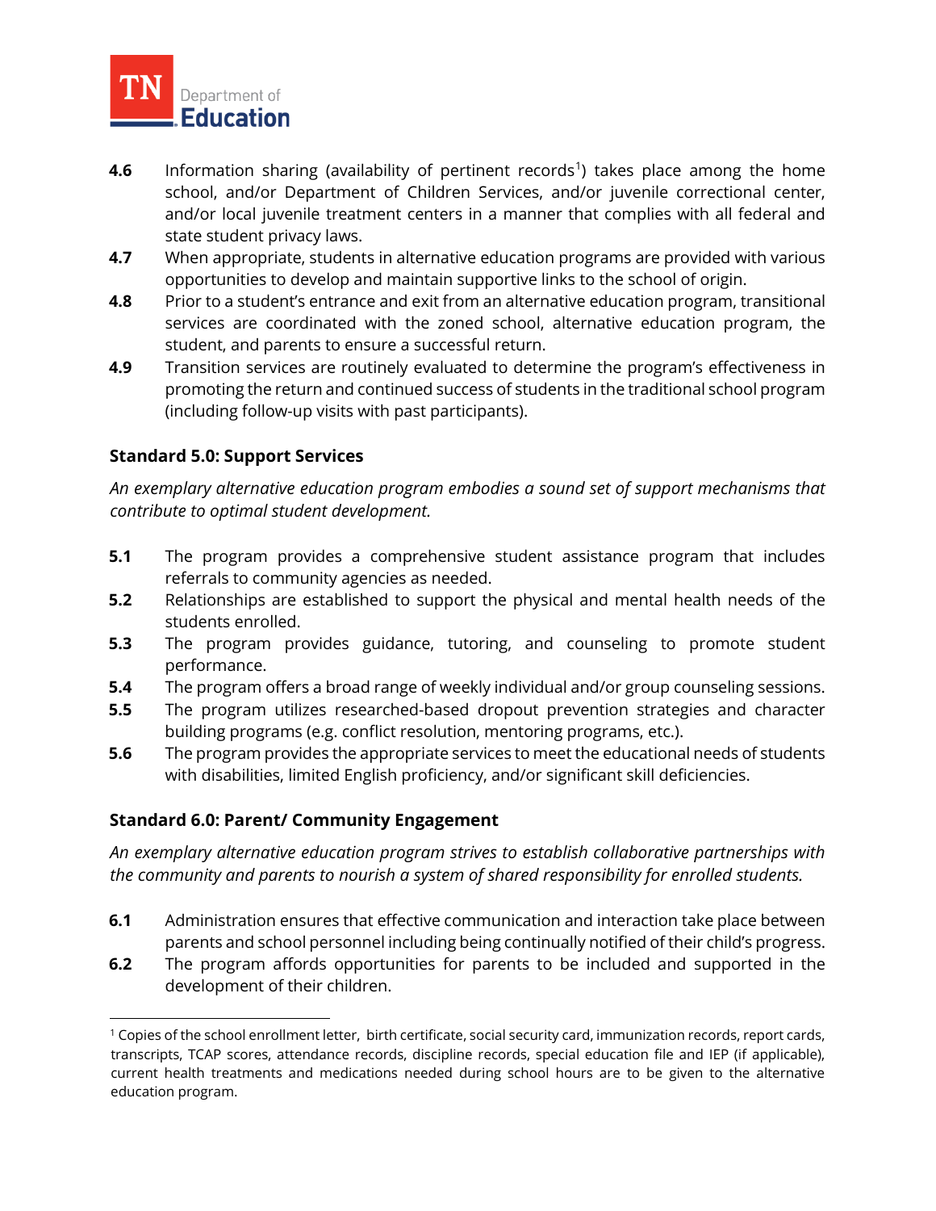**4.6** Information sharing (availability of pertinent records[1]) takes place among the home school, and/or Department of Children Services, and/or juvenile correctional center, and/or local juvenile treatment centers in a manner that complies with all federal and state student privacy laws.

**4.7** When appropriate, students in alternative education programs are provided with various opportunities to develop and maintain supportive links to the school of origin.

**4.8** Prior to a student's entrance and exit from an alternative education program, transitional services are coordinated with the zoned school, alternative education program, the student, and parents to ensure a successful return.

**4.9** Transition services are routinely evaluated to determine the program's effectiveness in promoting the return and continued success of students in the traditional school program (including follow-up visits with past participants).

### Standard 5.0: Support Services

*An exemplary alternative education program embodies a sound set of support mechanisms that contribute to optimal student development.*

**5.1** The program provides a comprehensive student assistance program that includes referrals to community agencies as needed.

**5.2** Relationships are established to support the physical and mental health needs of the students enrolled.

**5.3** The program provides guidance, tutoring, and counseling to promote student performance.

**5.4** The program offers a broad range of weekly individual and/or group counseling sessions.

**5.5** The program utilizes researched-based dropout prevention strategies and character building programs (e.g. conflict resolution, mentoring programs, etc.).

**5.6** The program provides the appropriate services to meet the educational needs of students with disabilities, limited English proficiency, and/or significant skill deficiencies.

### Standard 6.0: Parent/ Community Engagement

*An exemplary alternative education program strives to establish collaborative partnerships with the community and parents to nourish a system of shared responsibility for enrolled students.*

**6.1** Administration ensures that effective communication and interaction take place between parents and school personnel including being continually notified of their child's progress.

**6.2** The program affords opportunities for parents to be included and supported in the development of their children.

---

[1] Copies of the school enrollment letter, birth certificate, social security card, immunization records, report cards, transcripts, TCAP scores, attendance records, discipline records, special education file and IEP (if applicable), current health treatments and medications needed during school hours are to be given to the alternative education program.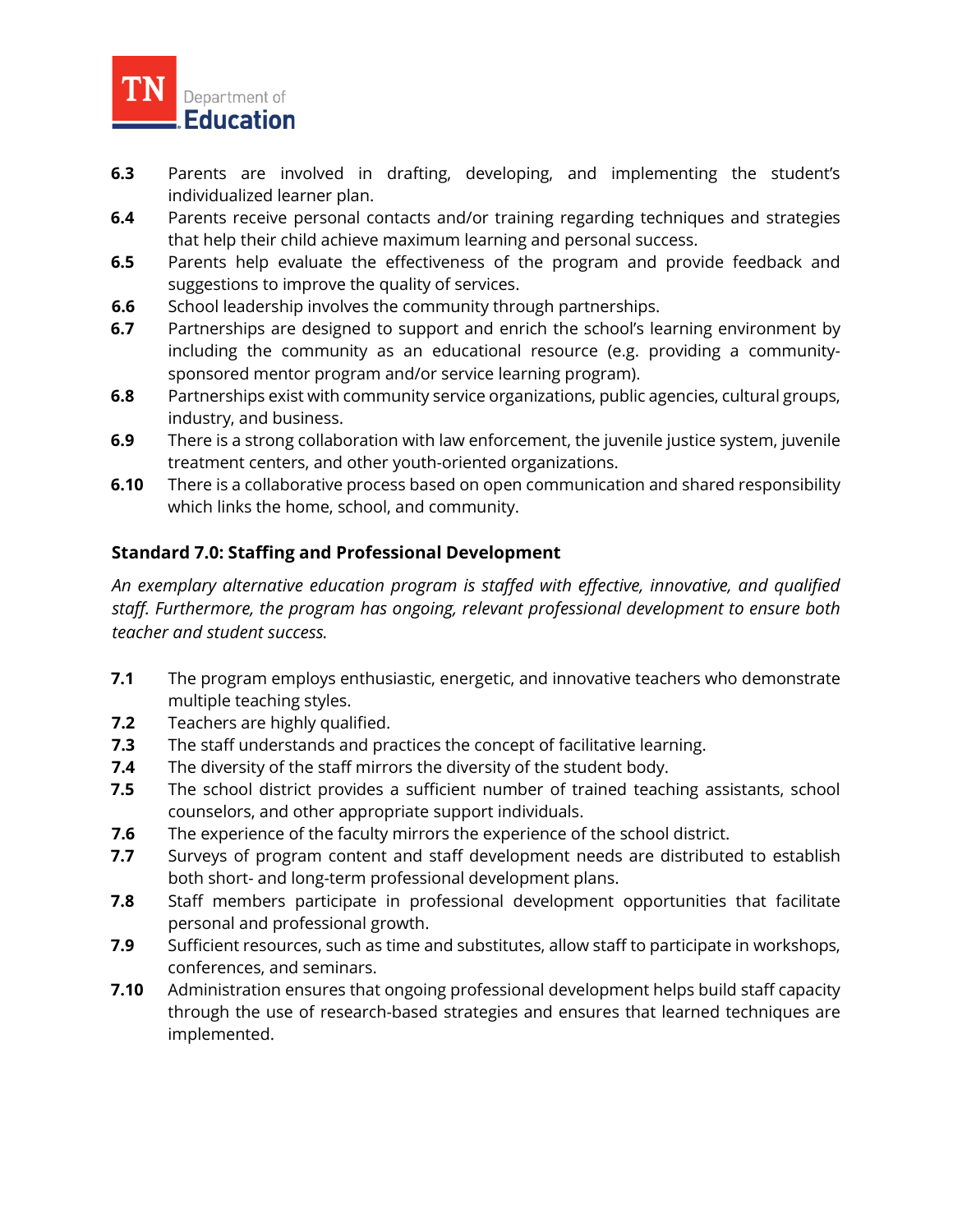**6.3** Parents are involved in drafting, developing, and implementing the student's individualized learner plan.

**6.4** Parents receive personal contacts and/or training regarding techniques and strategies that help their child achieve maximum learning and personal success.

**6.5** Parents help evaluate the effectiveness of the program and provide feedback and suggestions to improve the quality of services.

**6.6** School leadership involves the community through partnerships.

**6.7** Partnerships are designed to support and enrich the school's learning environment by including the community as an educational resource (e.g. providing a community-sponsored mentor program and/or service learning program).

**6.8** Partnerships exist with community service organizations, public agencies, cultural groups, industry, and business.

**6.9** There is a strong collaboration with law enforcement, the juvenile justice system, juvenile treatment centers, and other youth-oriented organizations.

**6.10** There is a collaborative process based on open communication and shared responsibility which links the home, school, and community.

### Standard 7.0: Staffing and Professional Development

*An exemplary alternative education program is staffed with effective, innovative, and qualified staff. Furthermore, the program has ongoing, relevant professional development to ensure both teacher and student success.*

**7.1** The program employs enthusiastic, energetic, and innovative teachers who demonstrate multiple teaching styles.

**7.2** Teachers are highly qualified.

**7.3** The staff understands and practices the concept of facilitative learning.

**7.4** The diversity of the staff mirrors the diversity of the student body.

**7.5** The school district provides a sufficient number of trained teaching assistants, school counselors, and other appropriate support individuals.

**7.6** The experience of the faculty mirrors the experience of the school district.

**7.7** Surveys of program content and staff development needs are distributed to establish both short- and long-term professional development plans.

**7.8** Staff members participate in professional development opportunities that facilitate personal and professional growth.

**7.9** Sufficient resources, such as time and substitutes, allow staff to participate in workshops, conferences, and seminars.

**7.10** Administration ensures that ongoing professional development helps build staff capacity through the use of research-based strategies and ensures that learned techniques are implemented.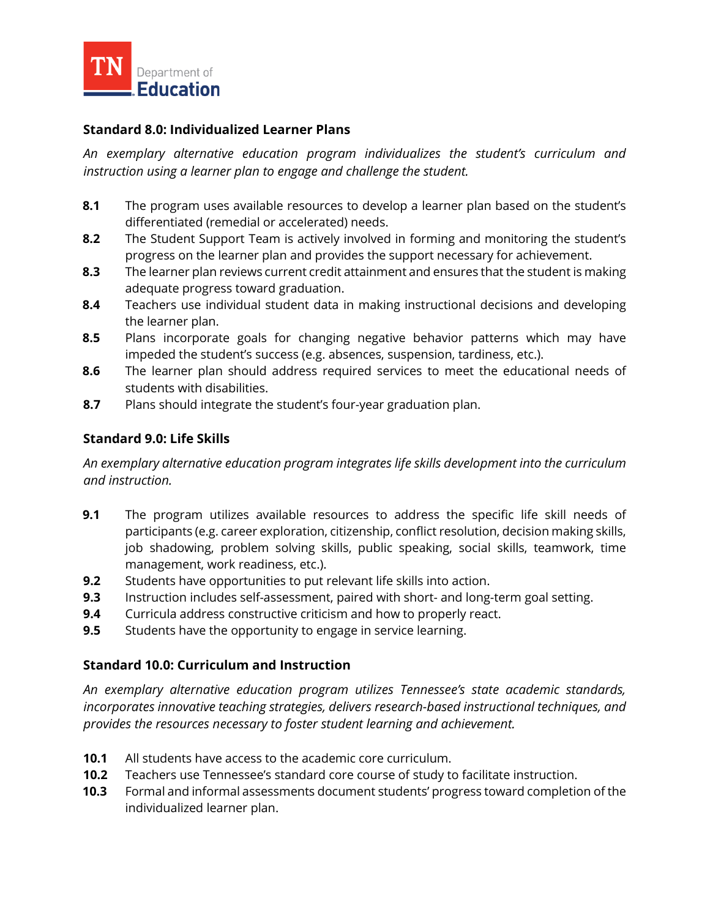### Standard 8.0: Individualized Learner Plans

*An exemplary alternative education program individualizes the student's curriculum and instruction using a learner plan to engage and challenge the student.*

- **8.1** The program uses available resources to develop a learner plan based on the student's differentiated (remedial or accelerated) needs.
- **8.2** The Student Support Team is actively involved in forming and monitoring the student's progress on the learner plan and provides the support necessary for achievement.
- **8.3** The learner plan reviews current credit attainment and ensures that the student is making adequate progress toward graduation.
- **8.4** Teachers use individual student data in making instructional decisions and developing the learner plan.
- **8.5** Plans incorporate goals for changing negative behavior patterns which may have impeded the student's success (e.g. absences, suspension, tardiness, etc.).
- **8.6** The learner plan should address required services to meet the educational needs of students with disabilities.
- **8.7** Plans should integrate the student's four-year graduation plan.

### Standard 9.0: Life Skills

*An exemplary alternative education program integrates life skills development into the curriculum and instruction.*

- **9.1** The program utilizes available resources to address the specific life skill needs of participants (e.g. career exploration, citizenship, conflict resolution, decision making skills, job shadowing, problem solving skills, public speaking, social skills, teamwork, time management, work readiness, etc.).
- **9.2** Students have opportunities to put relevant life skills into action.
- **9.3** Instruction includes self-assessment, paired with short- and long-term goal setting.
- **9.4** Curricula address constructive criticism and how to properly react.
- **9.5** Students have the opportunity to engage in service learning.

### Standard 10.0: Curriculum and Instruction

*An exemplary alternative education program utilizes Tennessee's state academic standards, incorporates innovative teaching strategies, delivers research-based instructional techniques, and provides the resources necessary to foster student learning and achievement.*

- **10.1** All students have access to the academic core curriculum.
- **10.2** Teachers use Tennessee's standard core course of study to facilitate instruction.
- **10.3** Formal and informal assessments document students' progress toward completion of the individualized learner plan.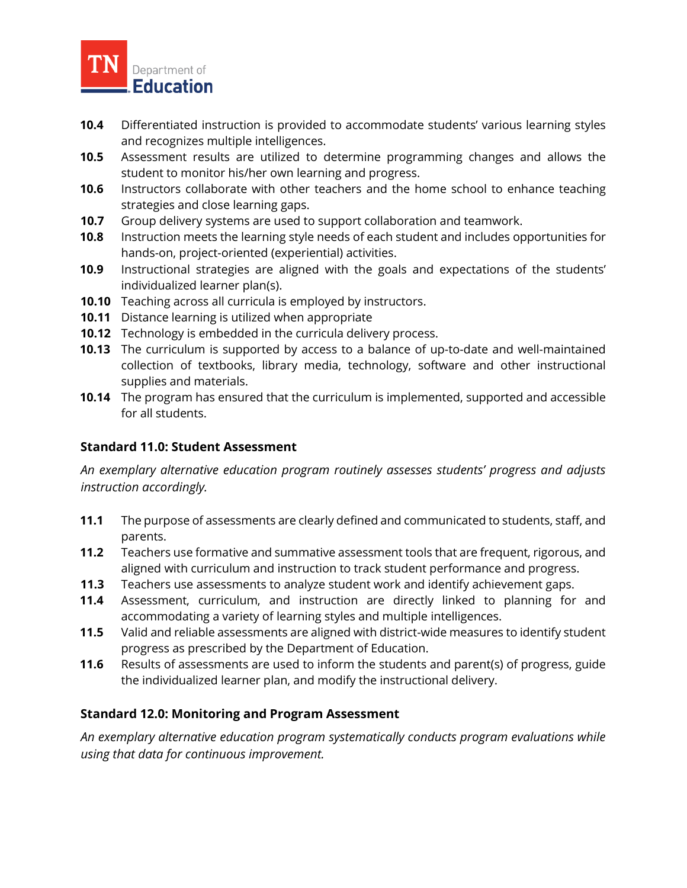**10.4** Differentiated instruction is provided to accommodate students' various learning styles and recognizes multiple intelligences.

**10.5** Assessment results are utilized to determine programming changes and allows the student to monitor his/her own learning and progress.

**10.6** Instructors collaborate with other teachers and the home school to enhance teaching strategies and close learning gaps.

**10.7** Group delivery systems are used to support collaboration and teamwork.

**10.8** Instruction meets the learning style needs of each student and includes opportunities for hands-on, project-oriented (experiential) activities.

**10.9** Instructional strategies are aligned with the goals and expectations of the students' individualized learner plan(s).

**10.10** Teaching across all curricula is employed by instructors.

**10.11** Distance learning is utilized when appropriate

**10.12** Technology is embedded in the curricula delivery process.

**10.13** The curriculum is supported by access to a balance of up-to-date and well-maintained collection of textbooks, library media, technology, software and other instructional supplies and materials.

**10.14** The program has ensured that the curriculum is implemented, supported and accessible for all students.

### Standard 11.0: Student Assessment

*An exemplary alternative education program routinely assesses students' progress and adjusts instruction accordingly.*

**11.1** The purpose of assessments are clearly defined and communicated to students, staff, and parents.

**11.2** Teachers use formative and summative assessment tools that are frequent, rigorous, and aligned with curriculum and instruction to track student performance and progress.

**11.3** Teachers use assessments to analyze student work and identify achievement gaps.

**11.4** Assessment, curriculum, and instruction are directly linked to planning for and accommodating a variety of learning styles and multiple intelligences.

**11.5** Valid and reliable assessments are aligned with district-wide measures to identify student progress as prescribed by the Department of Education.

**11.6** Results of assessments are used to inform the students and parent(s) of progress, guide the individualized learner plan, and modify the instructional delivery.

### Standard 12.0: Monitoring and Program Assessment

*An exemplary alternative education program systematically conducts program evaluations while using that data for continuous improvement.*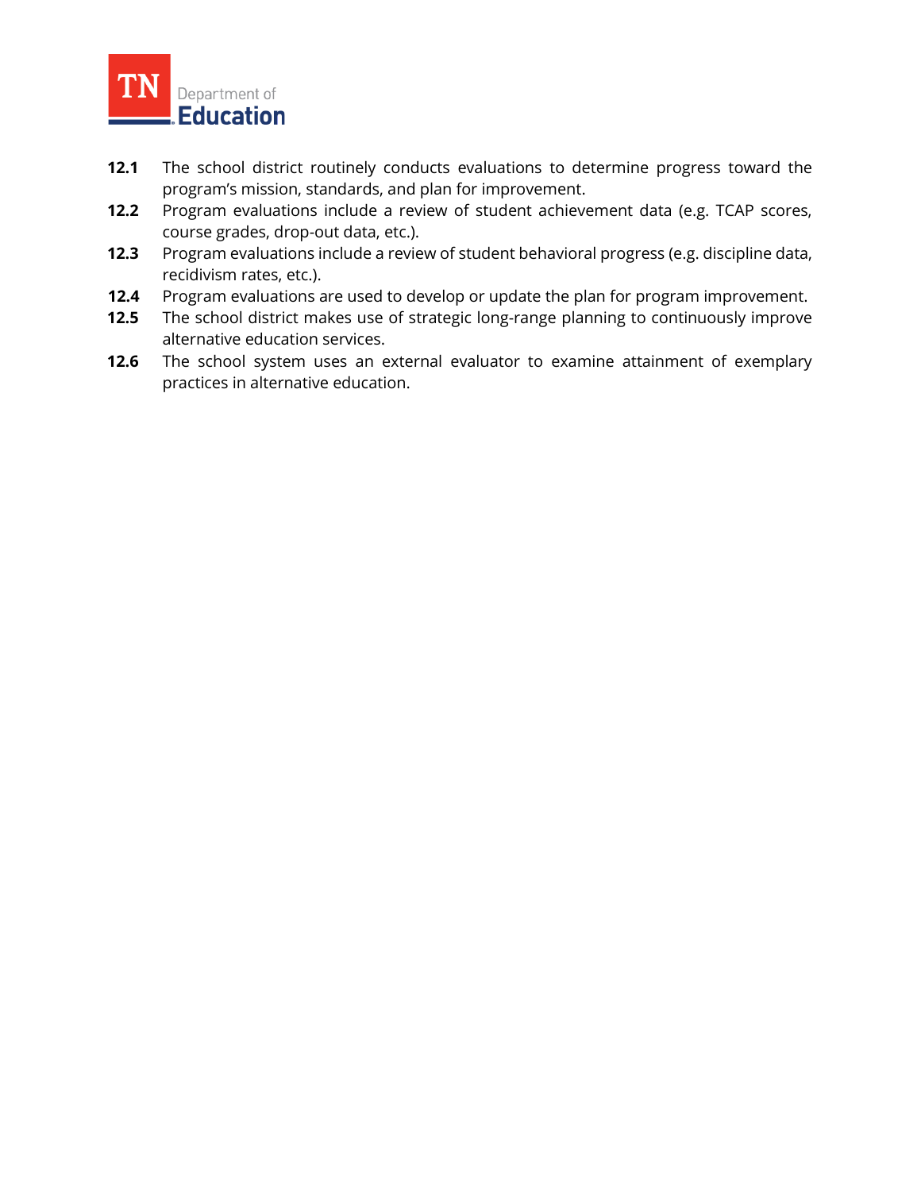**12.1** The school district routinely conducts evaluations to determine progress toward the program's mission, standards, and plan for improvement.

**12.2** Program evaluations include a review of student achievement data (e.g. TCAP scores, course grades, drop-out data, etc.).

**12.3** Program evaluations include a review of student behavioral progress (e.g. discipline data, recidivism rates, etc.).

**12.4** Program evaluations are used to develop or update the plan for program improvement.

**12.5** The school district makes use of strategic long-range planning to continuously improve alternative education services.

**12.6** The school system uses an external evaluator to examine attainment of exemplary practices in alternative education.